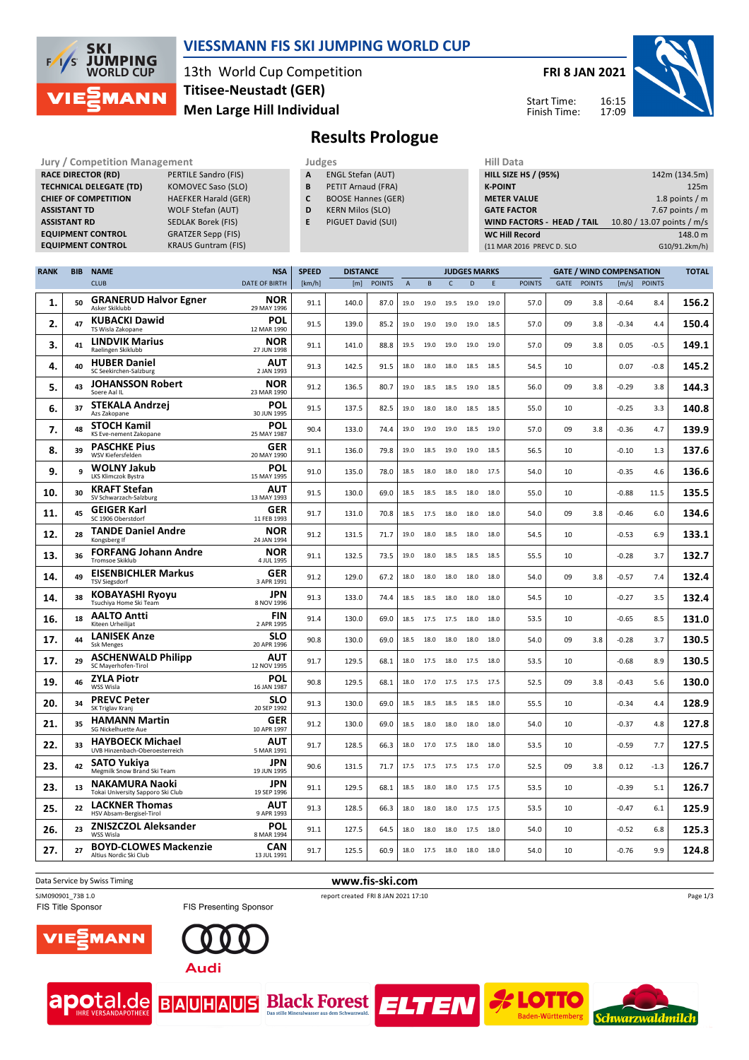# VIESSMANN FIS SKI JUMPING WORLD CUP

13th World Cup Competition
**Titisee-Neustadt (GER)**
**Men Large Hill Individual**

**FRI 8 JAN 2021**

Start Time: 16:15
Finish Time: 17:09

## Results Prologue

| Jury / Competition Management | |
|---|---|
| RACE DIRECTOR (RD) | PERTILE Sandro (FIS) |
| TECHNICAL DELEGATE (TD) | KOMOVEC Saso (SLO) |
| CHIEF OF COMPETITION | HAEFKER Harald (GER) |
| ASSISTANT TD | WOLF Stefan (AUT) |
| ASSISTANT RD | SEDLAK Borek (FIS) |
| EQUIPMENT CONTROL | GRATZER Sepp (FIS) |
| EQUIPMENT CONTROL | KRAUS Guntram (FIS) |

| Judges | |
|---|---|
| A | ENGL Stefan (AUT) |
| B | PETIT Arnaud (FRA) |
| C | BOOSE Hannes (GER) |
| D | KERN Milos (SLO) |
| E | PIGUET David (SUI) |

| Hill Data | |
|---|---|
| HILL SIZE HS / (95%) | 142m (134.5m) |
| K-POINT | 125m |
| METER VALUE | 1.8 points / m |
| GATE FACTOR | 7.67 points / m |
| WIND FACTORS - HEAD / TAIL | 10.80 / 13.07 points / m/s |
| WC Hill Record | 148.0 m |
| (11 MAR 2016 PREVC D. SLO | G10/91.2km/h) |

| RANK | BIB | NAME / CLUB | NSA / DATE OF BIRTH | SPEED [km/h] | DISTANCE [m] | DISTANCE POINTS | A | B | C | D | E | JUDGES POINTS | GATE | GATE POINTS | WIND [m/s] | WIND POINTS | TOTAL |
|---|---|---|---|---|---|---|---|---|---|---|---|---|---|---|---|---|---|
| 1. | 50 | **GRANERUD Halvor Egner** Asker Skiklubb | NOR 29 MAY 1996 | 91.1 | 140.0 | 87.0 | 19.0 | 19.0 | 19.5 | 19.0 | 19.0 | 57.0 | 09 | 3.8 | -0.64 | 8.4 | 156.2 |
| 2. | 47 | **KUBACKI Dawid** TS Wisla Zakopane | POL 12 MAR 1990 | 91.5 | 139.0 | 85.2 | 19.0 | 19.0 | 19.0 | 19.0 | 18.5 | 57.0 | 09 | 3.8 | -0.34 | 4.4 | 150.4 |
| 3. | 41 | **LINDVIK Marius** Raelingen Skiklubb | NOR 27 JUN 1998 | 91.1 | 141.0 | 88.8 | 19.5 | 19.0 | 19.0 | 19.0 | 19.0 | 57.0 | 09 | 3.8 | 0.05 | -0.5 | 149.1 |
| 4. | 40 | **HUBER Daniel** SC Seekirchen-Salzburg | AUT 2 JAN 1993 | 91.3 | 142.5 | 91.5 | 18.0 | 18.0 | 18.0 | 18.5 | 18.5 | 54.5 | 10 | | 0.07 | -0.8 | 145.2 |
| 5. | 43 | **JOHANSSON Robert** Soere Aal IL | NOR 23 MAR 1990 | 91.2 | 136.5 | 80.7 | 19.0 | 18.5 | 18.5 | 19.0 | 18.5 | 56.0 | 09 | 3.8 | -0.29 | 3.8 | 144.3 |
| 6. | 37 | **STEKALA Andrzej** Azs Zakopane | POL 30 JUN 1995 | 91.5 | 137.5 | 82.5 | 19.0 | 18.0 | 18.0 | 18.5 | 18.5 | 55.0 | 10 | | -0.25 | 3.3 | 140.8 |
| 7. | 48 | **STOCH Kamil** KS Eve-nement Zakopane | POL 25 MAY 1987 | 90.4 | 133.0 | 74.4 | 19.0 | 19.0 | 19.0 | 18.5 | 19.0 | 57.0 | 09 | 3.8 | -0.36 | 4.7 | 139.9 |
| 8. | 39 | **PASCHKE Pius** WSV Kiefersfelden | GER 20 MAY 1990 | 91.1 | 136.0 | 79.8 | 19.0 | 18.5 | 19.0 | 19.0 | 18.5 | 56.5 | 10 | | -0.10 | 1.3 | 137.6 |
| 9. | 9 | **WOLNY Jakub** LKS Klimczok Bystra | POL 15 MAY 1995 | 91.0 | 135.0 | 78.0 | 18.5 | 18.0 | 18.0 | 18.0 | 17.5 | 54.0 | 10 | | -0.35 | 4.6 | 136.6 |
| 10. | 30 | **KRAFT Stefan** SV Schwarzach-Salzburg | AUT 13 MAY 1993 | 91.5 | 130.0 | 69.0 | 18.5 | 18.5 | 18.5 | 18.0 | 18.0 | 55.0 | 10 | | -0.88 | 11.5 | 135.5 |
| 11. | 45 | **GEIGER Karl** SC 1906 Oberstdorf | GER 11 FEB 1993 | 91.7 | 131.0 | 70.8 | 18.5 | 17.5 | 18.0 | 18.0 | 18.0 | 54.0 | 09 | 3.8 | -0.46 | 6.0 | 134.6 |
| 12. | 28 | **TANDE Daniel Andre** Kongsberg If | NOR 24 JAN 1994 | 91.2 | 131.5 | 71.7 | 19.0 | 18.0 | 18.5 | 18.0 | 18.0 | 54.5 | 10 | | -0.53 | 6.9 | 133.1 |
| 13. | 36 | **FORFANG Johann Andre** Tromsoe Skiklub | NOR 4 JUL 1995 | 91.1 | 132.5 | 73.5 | 19.0 | 18.0 | 18.5 | 18.5 | 18.5 | 55.5 | 10 | | -0.28 | 3.7 | 132.7 |
| 14. | 49 | **EISENBICHLER Markus** TSV Siegsdorf | GER 3 APR 1991 | 91.2 | 129.0 | 67.2 | 18.0 | 18.0 | 18.0 | 18.0 | 18.0 | 54.0 | 09 | 3.8 | -0.57 | 7.4 | 132.4 |
| 14. | 38 | **KOBAYASHI Ryoyu** Tsuchiya Home Ski Team | JPN 8 NOV 1996 | 91.3 | 133.0 | 74.4 | 18.5 | 18.5 | 18.0 | 18.0 | 18.0 | 54.5 | 10 | | -0.27 | 3.5 | 132.4 |
| 16. | 18 | **AALTO Antti** Kiteen Urheilijat | FIN 2 APR 1995 | 91.4 | 130.0 | 69.0 | 18.5 | 17.5 | 17.5 | 18.0 | 18.0 | 53.5 | 10 | | -0.65 | 8.5 | 131.0 |
| 17. | 44 | **LANISEK Anze** Ssk Menges | SLO 20 APR 1996 | 90.8 | 130.0 | 69.0 | 18.5 | 18.0 | 18.0 | 18.0 | 18.0 | 54.0 | 09 | 3.8 | -0.28 | 3.7 | 130.5 |
| 17. | 29 | **ASCHENWALD Philipp** SC Mayerhofen-Tirol | AUT 12 NOV 1995 | 91.7 | 129.5 | 68.1 | 18.0 | 17.5 | 18.0 | 17.5 | 18.0 | 53.5 | 10 | | -0.68 | 8.9 | 130.5 |
| 19. | 46 | **ZYLA Piotr** WSS Wisla | POL 16 JAN 1987 | 90.8 | 129.5 | 68.1 | 18.0 | 17.0 | 17.5 | 17.5 | 17.5 | 52.5 | 09 | 3.8 | -0.43 | 5.6 | 130.0 |
| 20. | 34 | **PREVC Peter** SK Triglav Kranj | SLO 20 SEP 1992 | 91.3 | 130.0 | 69.0 | 18.5 | 18.5 | 18.5 | 18.5 | 18.0 | 55.5 | 10 | | -0.34 | 4.4 | 128.9 |
| 21. | 35 | **HAMANN Martin** SG Nickelhuette Aue | GER 10 APR 1997 | 91.2 | 130.0 | 69.0 | 18.5 | 18.0 | 18.0 | 18.0 | 18.0 | 54.0 | 10 | | -0.37 | 4.8 | 127.8 |
| 22. | 33 | **HAYBOECK Michael** UVB Hinzenbach-Oberoesterreich | AUT 5 MAR 1991 | 91.7 | 128.5 | 66.3 | 18.0 | 17.0 | 17.5 | 18.0 | 18.0 | 53.5 | 10 | | -0.59 | 7.7 | 127.5 |
| 23. | 42 | **SATO Yukiya** Megmilk Snow Brand Ski Team | JPN 19 JUN 1995 | 90.6 | 131.5 | 71.7 | 17.5 | 17.5 | 17.5 | 17.5 | 17.0 | 52.5 | 09 | 3.8 | 0.12 | -1.3 | 126.7 |
| 23. | 13 | **NAKAMURA Naoki** Tokai University Sapporo Ski Club | JPN 19 SEP 1996 | 91.1 | 129.5 | 68.1 | 18.5 | 18.0 | 18.0 | 17.5 | 17.5 | 53.5 | 10 | | -0.39 | 5.1 | 126.7 |
| 25. | 22 | **LACKNER Thomas** HSV Absam-Bergisel-Tirol | AUT 9 APR 1993 | 91.3 | 128.5 | 66.3 | 18.0 | 18.0 | 18.0 | 17.5 | 17.5 | 53.5 | 10 | | -0.47 | 6.1 | 125.9 |
| 26. | 23 | **ZNISZCZOL Aleksander** WSS Wisla | POL 8 MAR 1994 | 91.1 | 127.5 | 64.5 | 18.0 | 18.0 | 18.0 | 17.5 | 18.0 | 54.0 | 10 | | -0.52 | 6.8 | 125.3 |
| 27. | 27 | **BOYD-CLOWES Mackenzie** Altius Nordic Ski Club | CAN 13 JUL 1991 | 91.7 | 125.5 | 60.9 | 18.0 | 17.5 | 18.0 | 18.0 | 18.0 | 54.0 | 10 | | -0.76 | 9.9 | 124.8 |

Data Service by Swiss Timing

www.fis-ski.com

SJM090901_73B 1.0 report created FRI 8 JAN 2021 17:10

FIS Title Sponsor FIS Presenting Sponsor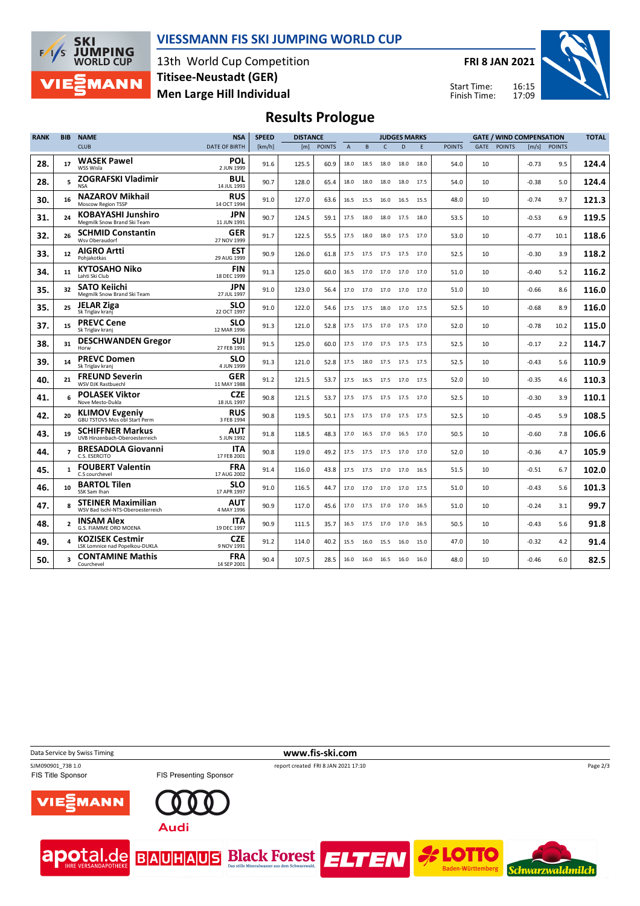# VIESSMANN FIS SKI JUMPING WORLD CUP

13th World Cup Competition
**Titisee-Neustadt (GER)**
**Men Large Hill Individual**

**FRI 8 JAN 2021**

Start Time: 16:15
Finish Time: 17:09

## Results Prologue

| RANK | BIB | NAME / CLUB | NSA / DATE OF BIRTH | SPEED [km/h] | DISTANCE [m] | DISTANCE POINTS | A | B | C | D | E | JUDGES POINTS | GATE | GATE POINTS | WIND [m/s] | WIND POINTS | TOTAL |
|---|---|---|---|---|---|---|---|---|---|---|---|---|---|---|---|---|---|
| 28. | 17 | **WASEK Pawel** WSS Wisla | **POL** 2 JUN 1999 | 91.6 | 125.5 | 60.9 | 18.0 | 18.5 | 18.0 | 18.0 | 18.0 | 54.0 | 10 | | -0.73 | 9.5 | **124.4** |
| 28. | 5 | **ZOGRAFSKI Vladimir** NSA | **BUL** 14 JUL 1993 | 90.7 | 128.0 | 65.4 | 18.0 | 18.0 | 18.0 | 18.0 | 17.5 | 54.0 | 10 | | -0.38 | 5.0 | **124.4** |
| 30. | 16 | **NAZAROV Mikhail** Moscow Region TSSP | **RUS** 14 OCT 1994 | 91.0 | 127.0 | 63.6 | 16.5 | 15.5 | 16.0 | 16.5 | 15.5 | 48.0 | 10 | | -0.74 | 9.7 | **121.3** |
| 31. | 24 | **KOBAYASHI Junshiro** Megmilk Snow Brand Ski Team | **JPN** 11 JUN 1991 | 90.7 | 124.5 | 59.1 | 17.5 | 18.0 | 18.0 | 17.5 | 18.0 | 53.5 | 10 | | -0.53 | 6.9 | **119.5** |
| 32. | 26 | **SCHMID Constantin** Wsv Oberaudorf | **GER** 27 NOV 1999 | 91.7 | 122.5 | 55.5 | 17.5 | 18.0 | 18.0 | 17.5 | 17.0 | 53.0 | 10 | | -0.77 | 10.1 | **118.6** |
| 33. | 12 | **AIGRO Artti** Pohjakotkas | **EST** 29 AUG 1999 | 90.9 | 126.0 | 61.8 | 17.5 | 17.5 | 17.5 | 17.5 | 17.0 | 52.5 | 10 | | -0.30 | 3.9 | **118.2** |
| 34. | 11 | **KYTOSAHO Niko** Lahti Ski Club | **FIN** 18 DEC 1999 | 91.3 | 125.0 | 60.0 | 16.5 | 17.0 | 17.0 | 17.0 | 17.0 | 51.0 | 10 | | -0.40 | 5.2 | **116.2** |
| 35. | 32 | **SATO Keiichi** Megmilk Snow Brand Ski Team | **JPN** 27 JUL 1997 | 91.0 | 123.0 | 56.4 | 17.0 | 17.0 | 17.0 | 17.0 | 17.0 | 51.0 | 10 | | -0.66 | 8.6 | **116.0** |
| 35. | 25 | **JELAR Ziga** Sk Triglav kranj | **SLO** 22 OCT 1997 | 91.0 | 122.0 | 54.6 | 17.5 | 17.5 | 18.0 | 17.0 | 17.5 | 52.5 | 10 | | -0.68 | 8.9 | **116.0** |
| 37. | 15 | **PREVC Cene** Sk Triglav kranj | **SLO** 12 MAR 1996 | 91.3 | 121.0 | 52.8 | 17.5 | 17.5 | 17.0 | 17.5 | 17.0 | 52.0 | 10 | | -0.78 | 10.2 | **115.0** |
| 38. | 31 | **DESCHWANDEN Gregor** Horw | **SUI** 27 FEB 1991 | 91.5 | 125.0 | 60.0 | 17.5 | 17.0 | 17.5 | 17.5 | 17.5 | 52.5 | 10 | | -0.17 | 2.2 | **114.7** |
| 39. | 14 | **PREVC Domen** Sk Triglav kranj | **SLO** 4 JUN 1999 | 91.3 | 121.0 | 52.8 | 17.5 | 18.0 | 17.5 | 17.5 | 17.5 | 52.5 | 10 | | -0.43 | 5.6 | **110.9** |
| 40. | 21 | **FREUND Severin** WSV DJK Rastbuechl | **GER** 11 MAY 1988 | 91.2 | 121.5 | 53.7 | 17.5 | 16.5 | 17.5 | 17.0 | 17.5 | 52.0 | 10 | | -0.35 | 4.6 | **110.3** |
| 41. | 6 | **POLASEK Viktor** Nove Mesto-Dukla | **CZE** 18 JUL 1997 | 90.8 | 121.5 | 53.7 | 17.5 | 17.5 | 17.5 | 17.5 | 17.0 | 52.5 | 10 | | -0.30 | 3.9 | **110.1** |
| 42. | 20 | **KLIMOV Evgeniy** GBU TSTOVS Mos obl Start Perm | **RUS** 3 FEB 1994 | 90.8 | 119.5 | 50.1 | 17.5 | 17.5 | 17.0 | 17.5 | 17.5 | 52.5 | 10 | | -0.45 | 5.9 | **108.5** |
| 43. | 19 | **SCHIFFNER Markus** UVB Hinzenbach-Oberoesterreich | **AUT** 5 JUN 1992 | 91.8 | 118.5 | 48.3 | 17.0 | 16.5 | 17.0 | 16.5 | 17.0 | 50.5 | 10 | | -0.60 | 7.8 | **106.6** |
| 44. | 7 | **BRESADOLA Giovanni** C.S. ESERCITO | **ITA** 17 FEB 2001 | 90.8 | 119.0 | 49.2 | 17.5 | 17.5 | 17.5 | 17.0 | 17.0 | 52.0 | 10 | | -0.36 | 4.7 | **105.9** |
| 45. | 1 | **FOUBERT Valentin** C.S courchevel | **FRA** 17 AUG 2002 | 91.4 | 116.0 | 43.8 | 17.5 | 17.5 | 17.0 | 17.0 | 16.5 | 51.5 | 10 | | -0.51 | 6.7 | **102.0** |
| 46. | 10 | **BARTOL Tilen** SSK Sam Ihan | **SLO** 17 APR 1997 | 91.0 | 116.5 | 44.7 | 17.0 | 17.0 | 17.0 | 17.0 | 17.5 | 51.0 | 10 | | -0.43 | 5.6 | **101.3** |
| 47. | 8 | **STEINER Maximilian** WSV Bad Ischl-NTS-Oberoesterreich | **AUT** 4 MAY 1996 | 90.9 | 117.0 | 45.6 | 17.0 | 17.5 | 17.0 | 17.0 | 16.5 | 51.0 | 10 | | -0.24 | 3.1 | **99.7** |
| 48. | 2 | **INSAM Alex** G.S. FIAMME ORO MOENA | **ITA** 19 DEC 1997 | 90.9 | 111.5 | 35.7 | 16.5 | 17.5 | 17.0 | 17.0 | 16.5 | 50.5 | 10 | | -0.43 | 5.6 | **91.8** |
| 49. | 4 | **KOZISEK Cestmir** LSK Lomnice nad Popelkou-DUKLA | **CZE** 9 NOV 1991 | 91.2 | 114.0 | 40.2 | 15.5 | 16.0 | 15.5 | 16.0 | 15.0 | 47.0 | 10 | | -0.32 | 4.2 | **91.4** |
| 50. | 3 | **CONTAMINE Mathis** Courchevel | **FRA** 14 SEP 2001 | 90.4 | 107.5 | 28.5 | 16.0 | 16.0 | 16.5 | 16.0 | 16.0 | 48.0 | 10 | | -0.46 | 6.0 | **82.5** |

Data Service by Swiss Timing — www.fis-ski.com

SJM090901_73B 1.0 — report created FRI 8 JAN 2021 17:10

FIS Title Sponsor: VIESSMANN — FIS Presenting Sponsor: Audi

apotal.de · BAUHAUS · Black Forest · ELTEN · LOTTO Baden-Württemberg · Schwarzwaldmilch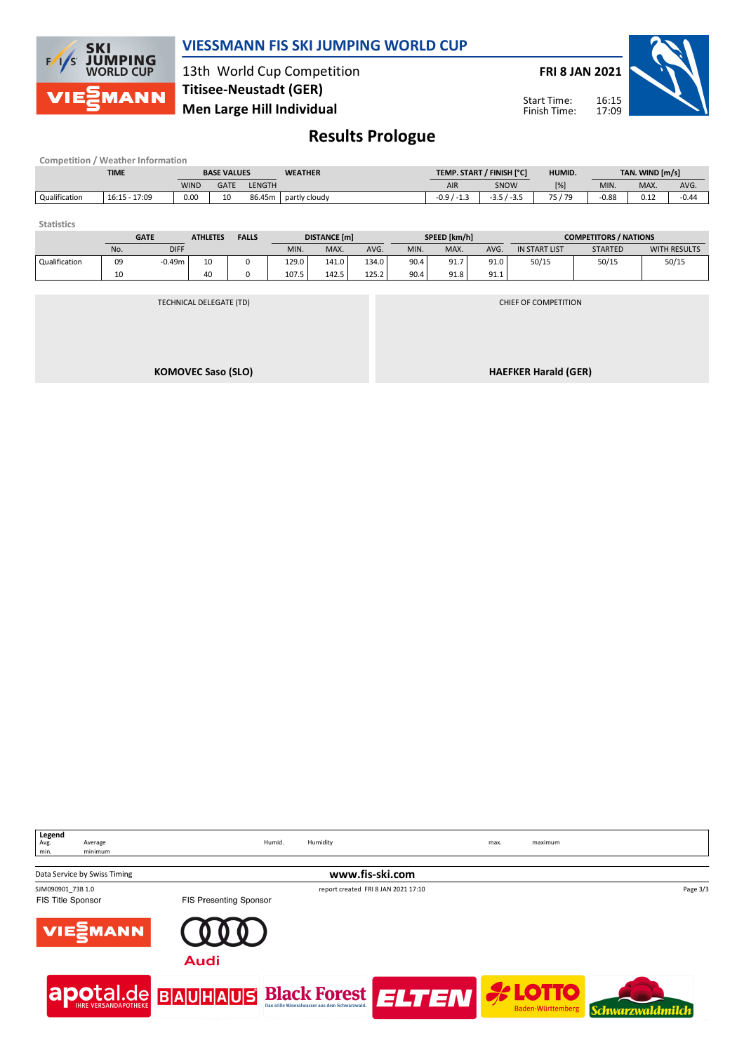# VIESSMANN FIS SKI JUMPING WORLD CUP

13th World Cup Competition
**Titisee-Neustadt (GER)**
**Men Large Hill Individual**

**FRI 8 JAN 2021**

Start Time: 16:15
Finish Time: 17:09

## Results Prologue

Competition / Weather Information

| | TIME | BASE VALUES | | | WEATHER | TEMP. START / FINISH [°C] | | HUMID. | TAN. WIND [m/s] | | |
|---|---|---|---|---|---|---|---|---|---|---|---|
| | | WIND | GATE | LENGTH | | AIR | SNOW | [%] | MIN. | MAX. | AVG. |
| Qualification | 16:15 - 17:09 | 0.00 | 10 | 86.45m | partly cloudy | -0.9 / -1.3 | -3.5 / -3.5 | 75 / 79 | -0.88 | 0.12 | -0.44 |

Statistics

| | GATE | | ATHLETES | FALLS | DISTANCE [m] | | | SPEED [km/h] | | | COMPETITORS / NATIONS | | |
|---|---|---|---|---|---|---|---|---|---|---|---|---|---|
| | No. | DIFF | | | MIN. | MAX. | AVG. | MIN. | MAX. | AVG. | IN START LIST | STARTED | WITH RESULTS |
| Qualification | 09 | -0.49m | 10 | 0 | 129.0 | 141.0 | 134.0 | 90.4 | 91.7 | 91.0 | 50/15 | 50/15 | 50/15 |
| | 10 | | 40 | 0 | 107.5 | 142.5 | 125.2 | 90.4 | 91.8 | 91.1 | | | |

TECHNICAL DELEGATE (TD)

**KOMOVEC Saso (SLO)**

CHIEF OF COMPETITION

**HAEFKER Harald (GER)**

**Legend**
Avg. Average
min. minimum
Humid. Humidity
max. maximum

Data Service by Swiss Timing
www.fis-ski.com
SJM090901_73B 1.0
report created FRI 8 JAN 2021 17:10

FIS Title Sponsor
FIS Presenting Sponsor